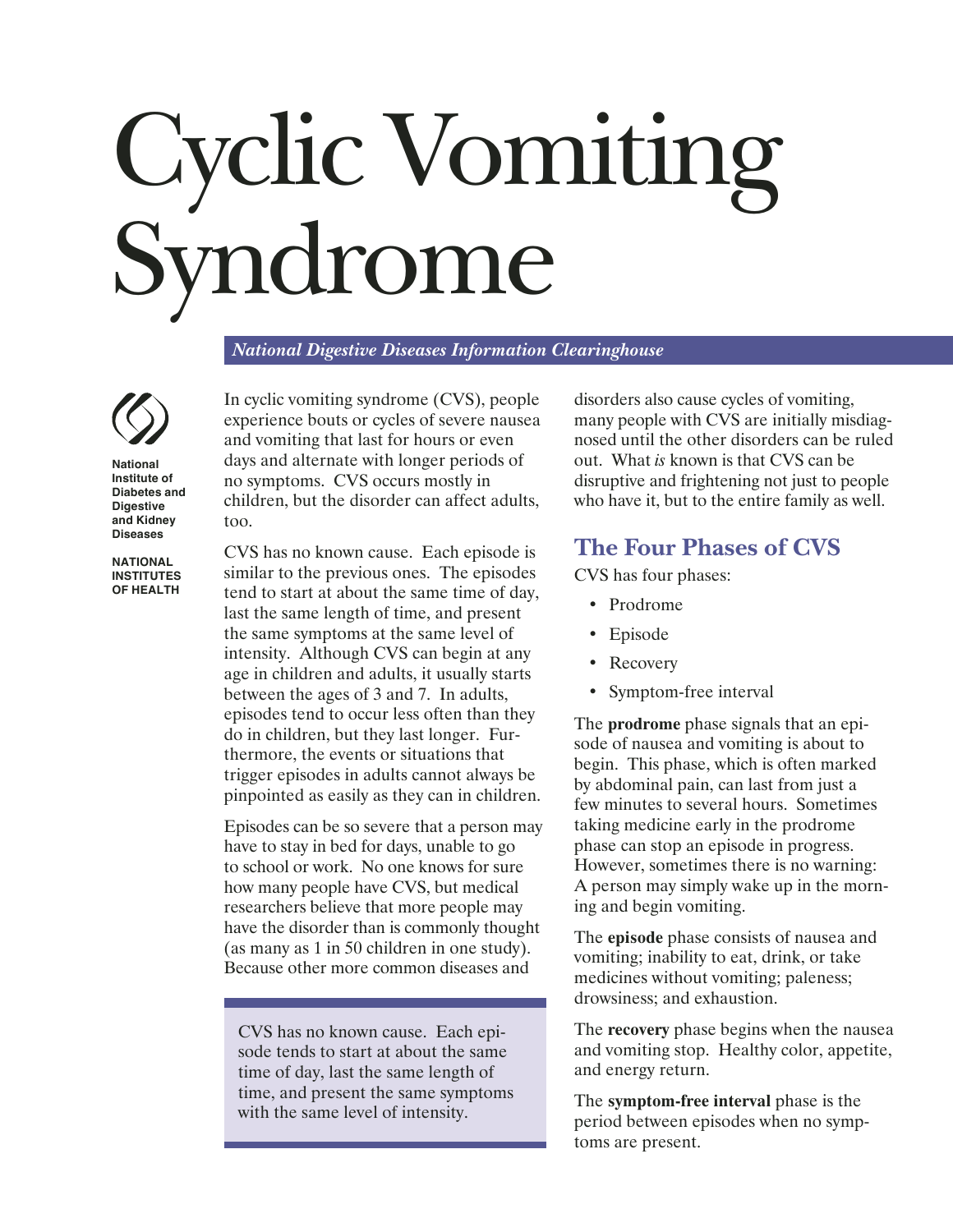# Cyclic Vomiting Syndrome

*National Digestive Diseases Information Clearinghouse*

**National Institute of Diabetes and Digestive and Kidney Diseases**

**NATIONAL INSTITUTES OF HEALTH**

In cyclic vomiting syndrome (CVS), people experience bouts or cycles of severe nausea and vomiting that last for hours or even days and alternate with longer periods of no symptoms. CVS occurs mostly in children, but the disorder can affect adults, too.

CVS has no known cause. Each episode is similar to the previous ones. The episodes tend to start at about the same time of day, last the same length of time, and present the same symptoms at the same level of intensity. Although CVS can begin at any age in children and adults, it usually starts between the ages of 3 and 7. In adults, episodes tend to occur less often than they do in children, but they last longer. Furthermore, the events or situations that trigger episodes in adults cannot always be pinpointed as easily as they can in children.

Episodes can be so severe that a person may have to stay in bed for days, unable to go to school or work. No one knows for sure how many people have CVS, but medical researchers believe that more people may have the disorder than is commonly thought (as many as 1 in 50 children in one study). Because other more common diseases and disorders also cause cycles of vomiting, many people with CVS are initially misdiagnosed until the other disorders can be ruled out. What *is* known is that CVS can be disruptive and frightening not just to people who have it, but to the entire family as well.

> CVS has no known cause. Each episode tends to start at about the same time of day, last the same length of time, and present the same symptoms with the same level of intensity.

## The Four Phases of CVS

CVS has four phases:

- Prodrome
- Episode
- Recovery
- Symptom-free interval

The **prodrome** phase signals that an episode of nausea and vomiting is about to begin. This phase, which is often marked by abdominal pain, can last from just a few minutes to several hours. Sometimes taking medicine early in the prodrome phase can stop an episode in progress. However, sometimes there is no warning: A person may simply wake up in the morning and begin vomiting.

The **episode** phase consists of nausea and vomiting; inability to eat, drink, or take medicines without vomiting; paleness; drowsiness; and exhaustion.

The **recovery** phase begins when the nausea and vomiting stop. Healthy color, appetite, and energy return.

The **symptom-free interval** phase is the period between episodes when no symptoms are present.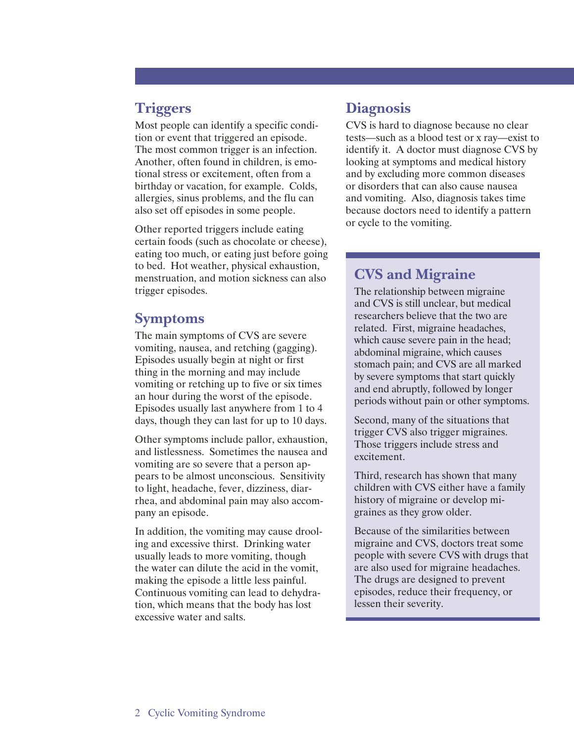## Triggers

Most people can identify a specific condition or event that triggered an episode. The most common trigger is an infection. Another, often found in children, is emotional stress or excitement, often from a birthday or vacation, for example. Colds, allergies, sinus problems, and the flu can also set off episodes in some people.

Other reported triggers include eating certain foods (such as chocolate or cheese), eating too much, or eating just before going to bed. Hot weather, physical exhaustion, menstruation, and motion sickness can also trigger episodes.

## Symptoms

The main symptoms of CVS are severe vomiting, nausea, and retching (gagging). Episodes usually begin at night or first thing in the morning and may include vomiting or retching up to five or six times an hour during the worst of the episode. Episodes usually last anywhere from 1 to 4 days, though they can last for up to 10 days.

Other symptoms include pallor, exhaustion, and listlessness. Sometimes the nausea and vomiting are so severe that a person appears to be almost unconscious. Sensitivity to light, headache, fever, dizziness, diarrhea, and abdominal pain may also accompany an episode.

In addition, the vomiting may cause drooling and excessive thirst. Drinking water usually leads to more vomiting, though the water can dilute the acid in the vomit, making the episode a little less painful. Continuous vomiting can lead to dehydration, which means that the body has lost excessive water and salts.

## Diagnosis

CVS is hard to diagnose because no clear tests—such as a blood test or x ray—exist to identify it. A doctor must diagnose CVS by looking at symptoms and medical history and by excluding more common diseases or disorders that can also cause nausea and vomiting. Also, diagnosis takes time because doctors need to identify a pattern or cycle to the vomiting.

## CVS and Migraine

The relationship between migraine and CVS is still unclear, but medical researchers believe that the two are related. First, migraine headaches, which cause severe pain in the head; abdominal migraine, which causes stomach pain; and CVS are all marked by severe symptoms that start quickly and end abruptly, followed by longer periods without pain or other symptoms.

Second, many of the situations that trigger CVS also trigger migraines. Those triggers include stress and excitement.

Third, research has shown that many children with CVS either have a family history of migraine or develop migraines as they grow older.

Because of the similarities between migraine and CVS, doctors treat some people with severe CVS with drugs that are also used for migraine headaches. The drugs are designed to prevent episodes, reduce their frequency, or lessen their severity.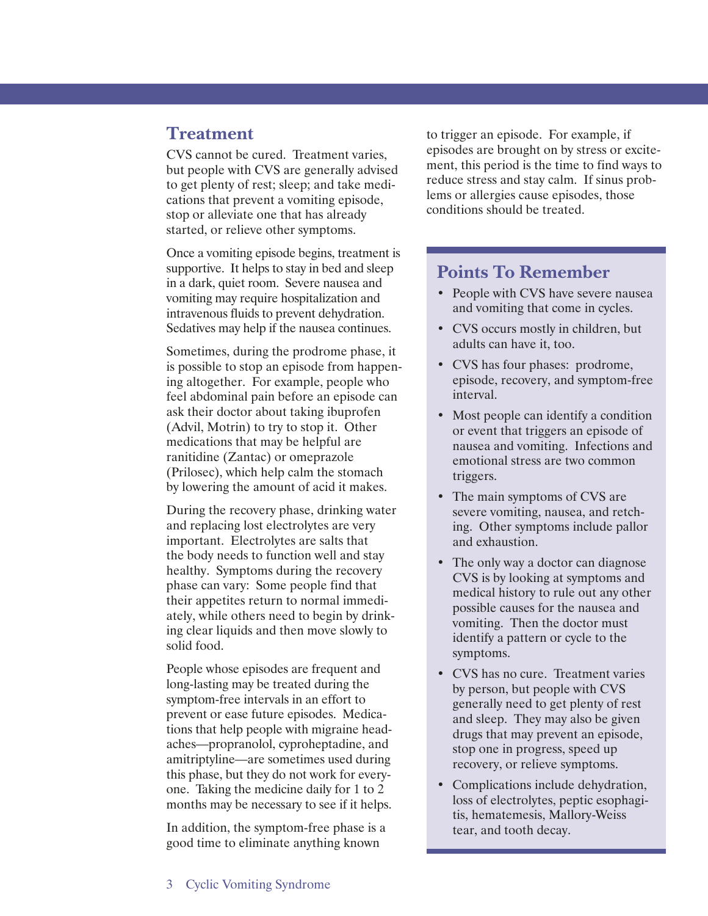## Treatment

CVS cannot be cured. Treatment varies, but people with CVS are generally advised to get plenty of rest; sleep; and take medications that prevent a vomiting episode, stop or alleviate one that has already started, or relieve other symptoms.

Once a vomiting episode begins, treatment is supportive. It helps to stay in bed and sleep in a dark, quiet room. Severe nausea and vomiting may require hospitalization and intravenous fluids to prevent dehydration. Sedatives may help if the nausea continues.

Sometimes, during the prodrome phase, it is possible to stop an episode from happening altogether. For example, people who feel abdominal pain before an episode can ask their doctor about taking ibuprofen (Advil, Motrin) to try to stop it. Other medications that may be helpful are ranitidine (Zantac) or omeprazole (Prilosec), which help calm the stomach by lowering the amount of acid it makes.

During the recovery phase, drinking water and replacing lost electrolytes are very important. Electrolytes are salts that the body needs to function well and stay healthy. Symptoms during the recovery phase can vary: Some people find that their appetites return to normal immediately, while others need to begin by drinking clear liquids and then move slowly to solid food.

People whose episodes are frequent and long-lasting may be treated during the symptom-free intervals in an effort to prevent or ease future episodes. Medications that help people with migraine headaches—propranolol, cyproheptadine, and amitriptyline—are sometimes used during this phase, but they do not work for everyone. Taking the medicine daily for 1 to 2 months may be necessary to see if it helps.

In addition, the symptom-free phase is a good time to eliminate anything known to trigger an episode. For example, if episodes are brought on by stress or excitement, this period is the time to find ways to reduce stress and stay calm. If sinus problems or allergies cause episodes, those conditions should be treated.

## Points To Remember

- People with CVS have severe nausea and vomiting that come in cycles.
- CVS occurs mostly in children, but adults can have it, too.
- CVS has four phases: prodrome, episode, recovery, and symptom-free interval.
- Most people can identify a condition or event that triggers an episode of nausea and vomiting. Infections and emotional stress are two common triggers.
- The main symptoms of CVS are severe vomiting, nausea, and retching. Other symptoms include pallor and exhaustion.
- The only way a doctor can diagnose CVS is by looking at symptoms and medical history to rule out any other possible causes for the nausea and vomiting. Then the doctor must identify a pattern or cycle to the symptoms.
- CVS has no cure. Treatment varies by person, but people with CVS generally need to get plenty of rest and sleep. They may also be given drugs that may prevent an episode, stop one in progress, speed up recovery, or relieve symptoms.
- Complications include dehydration, loss of electrolytes, peptic esophagitis, hematemesis, Mallory-Weiss tear, and tooth decay.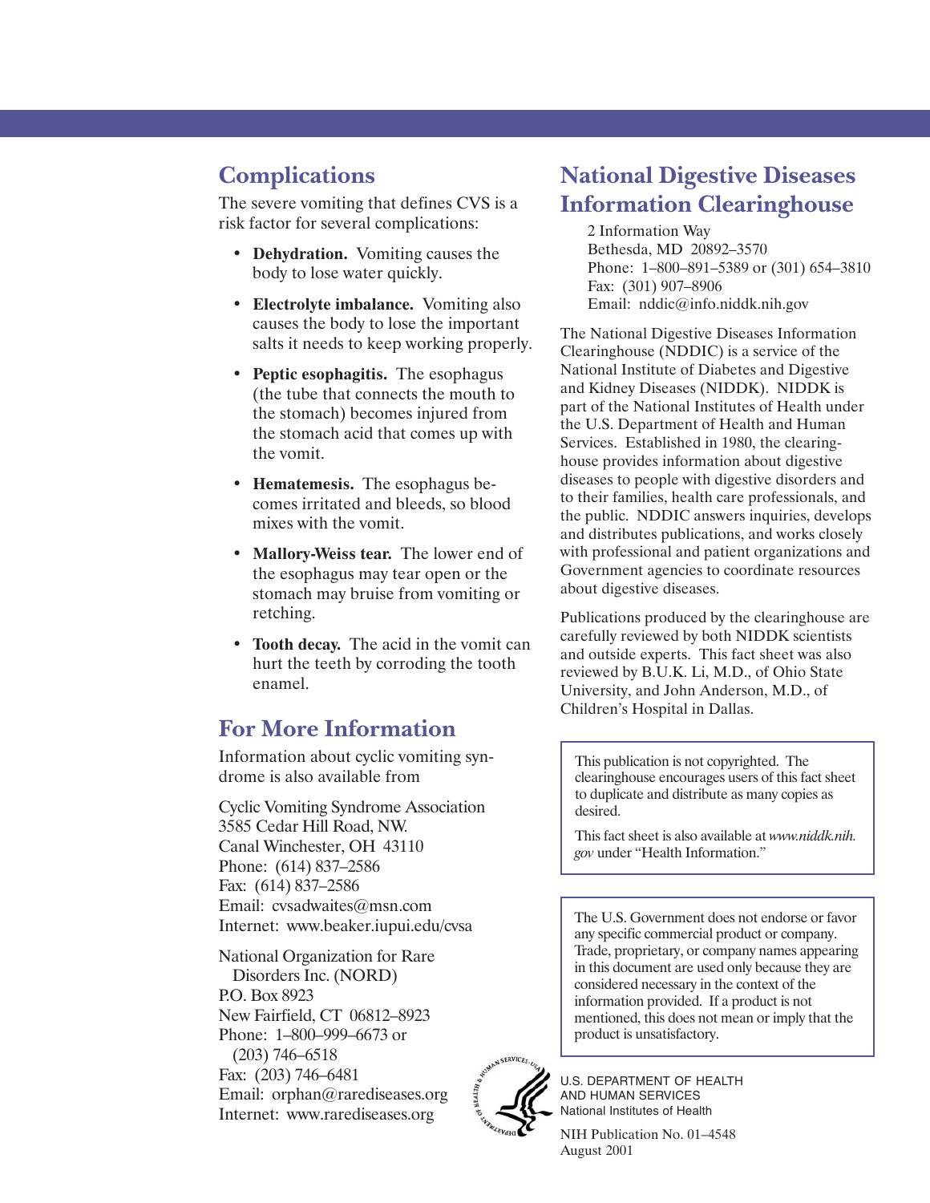## Complications

The severe vomiting that defines CVS is a risk factor for several complications:

- **Dehydration.** Vomiting causes the body to lose water quickly.
- **Electrolyte imbalance.** Vomiting also causes the body to lose the important salts it needs to keep working properly.
- **Peptic esophagitis.** The esophagus (the tube that connects the mouth to the stomach) becomes injured from the stomach acid that comes up with the vomit.
- **Hematemesis.** The esophagus becomes irritated and bleeds, so blood mixes with the vomit.
- **Mallory-Weiss tear.** The lower end of the esophagus may tear open or the stomach may bruise from vomiting or retching.
- **Tooth decay.** The acid in the vomit can hurt the teeth by corroding the tooth enamel.

## For More Information

Information about cyclic vomiting syndrome is also available from

Cyclic Vomiting Syndrome Association
3585 Cedar Hill Road, NW.
Canal Winchester, OH 43110
Phone: (614) 837–2586
Fax: (614) 837–2586
Email: cvsadwaites@msn.com
Internet: www.beaker.iupui.edu/cvsa

National Organization for Rare Disorders Inc. (NORD)
P.O. Box 8923
New Fairfield, CT 06812–8923
Phone: 1–800–999–6673 or (203) 746–6518
Fax: (203) 746–6481
Email: orphan@rarediseases.org
Internet: www.rarediseases.org

## National Digestive Diseases Information Clearinghouse

2 Information Way
Bethesda, MD 20892–3570
Phone: 1–800–891–5389 or (301) 654–3810
Fax: (301) 907–8906
Email: nddic@info.niddk.nih.gov

The National Digestive Diseases Information Clearinghouse (NDDIC) is a service of the National Institute of Diabetes and Digestive and Kidney Diseases (NIDDK). NIDDK is part of the National Institutes of Health under the U.S. Department of Health and Human Services. Established in 1980, the clearinghouse provides information about digestive diseases to people with digestive disorders and to their families, health care professionals, and the public. NDDIC answers inquiries, develops and distributes publications, and works closely with professional and patient organizations and Government agencies to coordinate resources about digestive diseases.

Publications produced by the clearinghouse are carefully reviewed by both NIDDK scientists and outside experts. This fact sheet was also reviewed by B.U.K. Li, M.D., of Ohio State University, and John Anderson, M.D., of Children's Hospital in Dallas.

This publication is not copyrighted. The clearinghouse encourages users of this fact sheet to duplicate and distribute as many copies as desired.

This fact sheet is also available at *www.niddk.nih.gov* under "Health Information."

The U.S. Government does not endorse or favor any specific commercial product or company. Trade, proprietary, or company names appearing in this document are used only because they are considered necessary in the context of the information provided. If a product is not mentioned, this does not mean or imply that the product is unsatisfactory.

U.S. DEPARTMENT OF HEALTH AND HUMAN SERVICES
National Institutes of Health

NIH Publication No. 01–4548
August 2001